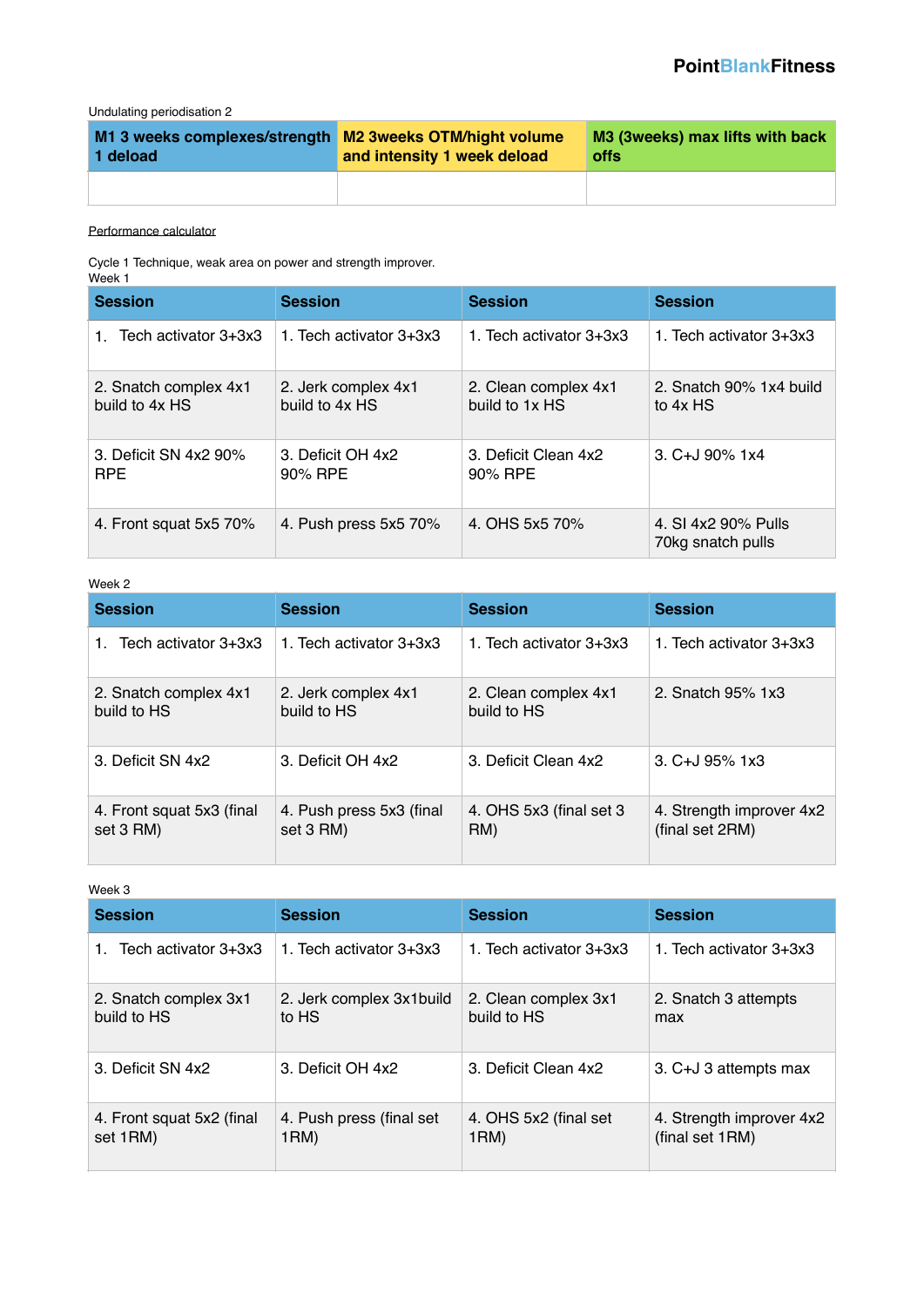**PointBlankFitness**

Undulating periodisation 2

| M1 3 weeks complexes/strength 1 deload | M2 3weeks OTM/hight volume and intensity 1 week deload | M3 (3weeks) max lifts with back offs |
|---|---|---|
| | | |

Performance calculator

Cycle 1 Technique, weak area on power and strength improver.

Week 1

| Session | Session | Session | Session |
|---|---|---|---|
| 1. Tech activator 3+3x3 | 1. Tech activator 3+3x3 | 1. Tech activator 3+3x3 | 1. Tech activator 3+3x3 |
| 2. Snatch complex 4x1 build to 4x HS | 2. Jerk complex 4x1 build to 4x HS | 2. Clean complex 4x1 build to 1x HS | 2. Snatch 90% 1x4 build to 4x HS |
| 3. Deficit SN 4x2 90% RPE | 3. Deficit OH 4x2 90% RPE | 3. Deficit Clean 4x2 90% RPE | 3. C+J 90% 1x4 |
| 4. Front squat 5x5 70% | 4. Push press 5x5 70% | 4. OHS 5x5 70% | 4. Sl 4x2 90% Pulls 70kg snatch pulls |

Week 2

| Session | Session | Session | Session |
|---|---|---|---|
| 1. Tech activator 3+3x3 | 1. Tech activator 3+3x3 | 1. Tech activator 3+3x3 | 1. Tech activator 3+3x3 |
| 2. Snatch complex 4x1 build to HS | 2. Jerk complex 4x1 build to HS | 2. Clean complex 4x1 build to HS | 2. Snatch 95% 1x3 |
| 3. Deficit SN 4x2 | 3. Deficit OH 4x2 | 3. Deficit Clean 4x2 | 3. C+J 95% 1x3 |
| 4. Front squat 5x3 (final set 3 RM) | 4. Push press 5x3 (final set 3 RM) | 4. OHS 5x3 (final set 3 RM) | 4. Strength improver 4x2 (final set 2RM) |

Week 3

| Session | Session | Session | Session |
|---|---|---|---|
| 1. Tech activator 3+3x3 | 1. Tech activator 3+3x3 | 1. Tech activator 3+3x3 | 1. Tech activator 3+3x3 |
| 2. Snatch complex 3x1 build to HS | 2. Jerk complex 3x1build to HS | 2. Clean complex 3x1 build to HS | 2. Snatch 3 attempts max |
| 3. Deficit SN 4x2 | 3. Deficit OH 4x2 | 3. Deficit Clean 4x2 | 3. C+J 3 attempts max |
| 4. Front squat 5x2 (final set 1RM) | 4. Push press (final set 1RM) | 4. OHS 5x2 (final set 1RM) | 4. Strength improver 4x2 (final set 1RM) |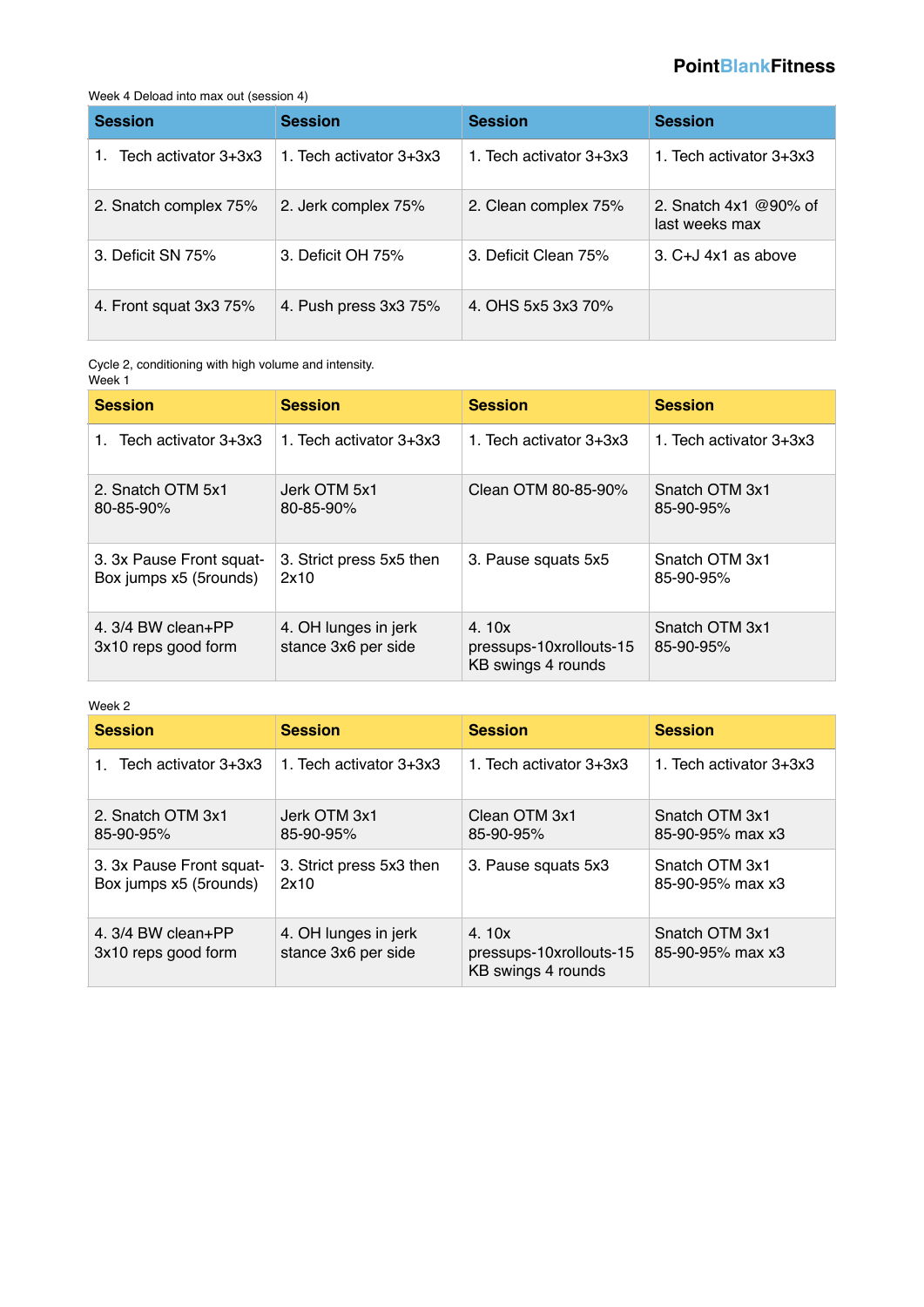Week 4 Deload into max out (session 4)

| Session | Session | Session | Session |
|---|---|---|---|
| 1. Tech activator 3+3x3 | 1. Tech activator 3+3x3 | 1. Tech activator 3+3x3 | 1. Tech activator 3+3x3 |
| 2. Snatch complex 75% | 2. Jerk complex 75% | 2. Clean complex 75% | 2. Snatch 4x1 @90% of last weeks max |
| 3. Deficit SN 75% | 3. Deficit OH 75% | 3. Deficit Clean 75% | 3. C+J 4x1 as above |
| 4. Front squat 3x3 75% | 4. Push press 3x3 75% | 4. OHS 5x5 3x3 70% | |

Cycle 2, conditioning with high volume and intensity.
Week 1

| Session | Session | Session | Session |
|---|---|---|---|
| 1. Tech activator 3+3x3 | 1. Tech activator 3+3x3 | 1. Tech activator 3+3x3 | 1. Tech activator 3+3x3 |
| 2. Snatch OTM 5x1 80-85-90% | Jerk OTM 5x1 80-85-90% | Clean OTM 80-85-90% | Snatch OTM 3x1 85-90-95% |
| 3. 3x Pause Front squat- Box jumps x5 (5rounds) | 3. Strict press 5x5 then 2x10 | 3. Pause squats 5x5 | Snatch OTM 3x1 85-90-95% |
| 4. 3/4 BW clean+PP 3x10 reps good form | 4. OH lunges in jerk stance 3x6 per side | 4. 10x pressups-10xrollouts-15 KB swings 4 rounds | Snatch OTM 3x1 85-90-95% |

Week 2

| Session | Session | Session | Session |
|---|---|---|---|
| 1. Tech activator 3+3x3 | 1. Tech activator 3+3x3 | 1. Tech activator 3+3x3 | 1. Tech activator 3+3x3 |
| 2. Snatch OTM 3x1 85-90-95% | Jerk OTM 3x1 85-90-95% | Clean OTM 3x1 85-90-95% | Snatch OTM 3x1 85-90-95% max x3 |
| 3. 3x Pause Front squat- Box jumps x5 (5rounds) | 3. Strict press 5x3 then 2x10 | 3. Pause squats 5x3 | Snatch OTM 3x1 85-90-95% max x3 |
| 4. 3/4 BW clean+PP 3x10 reps good form | 4. OH lunges in jerk stance 3x6 per side | 4. 10x pressups-10xrollouts-15 KB swings 4 rounds | Snatch OTM 3x1 85-90-95% max x3 |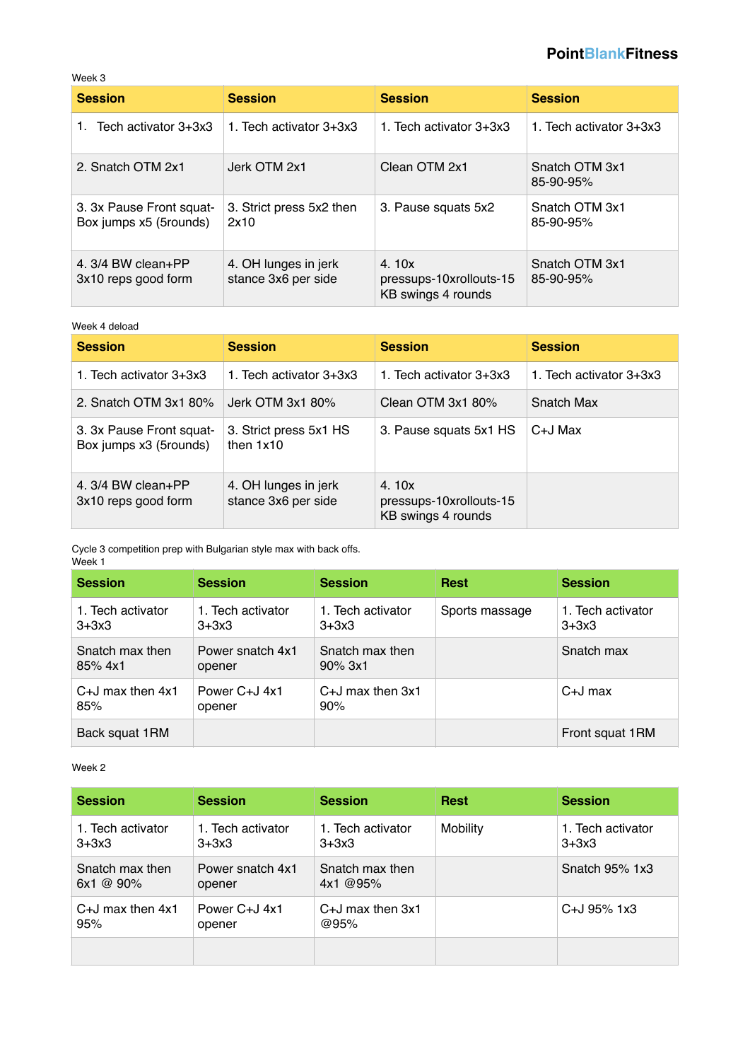Week 3

| Session | Session | Session | Session |
| --- | --- | --- | --- |
| 1. Tech activator 3+3x3 | 1. Tech activator 3+3x3 | 1. Tech activator 3+3x3 | 1. Tech activator 3+3x3 |
| 2. Snatch OTM 2x1 | Jerk OTM 2x1 | Clean OTM 2x1 | Snatch OTM 3x1 85-90-95% |
| 3. 3x Pause Front squat-Box jumps x5 (5rounds) | 3. Strict press 5x2 then 2x10 | 3. Pause squats 5x2 | Snatch OTM 3x1 85-90-95% |
| 4. 3/4 BW clean+PP 3x10 reps good form | 4. OH lunges in jerk stance 3x6 per side | 4. 10x pressups-10xrollouts-15 KB swings 4 rounds | Snatch OTM 3x1 85-90-95% |

Week 4 deload

| Session | Session | Session | Session |
| --- | --- | --- | --- |
| 1. Tech activator 3+3x3 | 1. Tech activator 3+3x3 | 1. Tech activator 3+3x3 | 1. Tech activator 3+3x3 |
| 2. Snatch OTM 3x1 80% | Jerk OTM 3x1 80% | Clean OTM 3x1 80% | Snatch Max |
| 3. 3x Pause Front squat-Box jumps x3 (5rounds) | 3. Strict press 5x1 HS then 1x10 | 3. Pause squats 5x1 HS | C+J Max |
| 4. 3/4 BW clean+PP 3x10 reps good form | 4. OH lunges in jerk stance 3x6 per side | 4. 10x pressups-10xrollouts-15 KB swings 4 rounds | |

Cycle 3 competition prep with Bulgarian style max with back offs.

Week 1

| Session | Session | Session | Rest | Session |
| --- | --- | --- | --- | --- |
| 1. Tech activator 3+3x3 | 1. Tech activator 3+3x3 | 1. Tech activator 3+3x3 | Sports massage | 1. Tech activator 3+3x3 |
| Snatch max then 85% 4x1 | Power snatch 4x1 opener | Snatch max then 90% 3x1 | | Snatch max |
| C+J max then 4x1 85% | Power C+J 4x1 opener | C+J max then 3x1 90% | | C+J max |
| Back squat 1RM | | | | Front squat 1RM |

Week 2

| Session | Session | Session | Rest | Session |
| --- | --- | --- | --- | --- |
| 1. Tech activator 3+3x3 | 1. Tech activator 3+3x3 | 1. Tech activator 3+3x3 | Mobility | 1. Tech activator 3+3x3 |
| Snatch max then 6x1 @ 90% | Power snatch 4x1 opener | Snatch max then 4x1 @95% | | Snatch 95% 1x3 |
| C+J max then 4x1 95% | Power C+J 4x1 opener | C+J max then 3x1 @95% | | C+J 95% 1x3 |
| | | | | |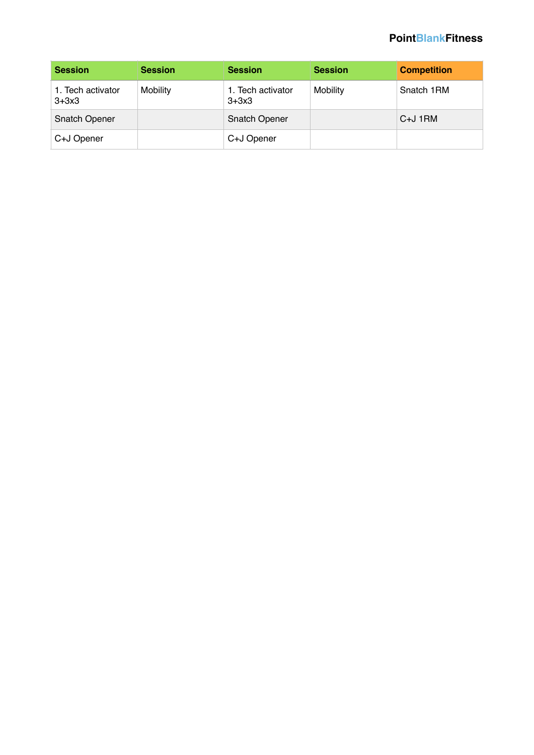| Session | Session | Session | Session | Competition |
|---|---|---|---|---|
| 1. Tech activator 3+3x3 | Mobility | 1. Tech activator 3+3x3 | Mobility | Snatch 1RM |
| Snatch Opener | | Snatch Opener | | C+J 1RM |
| C+J Opener | | C+J Opener | | |